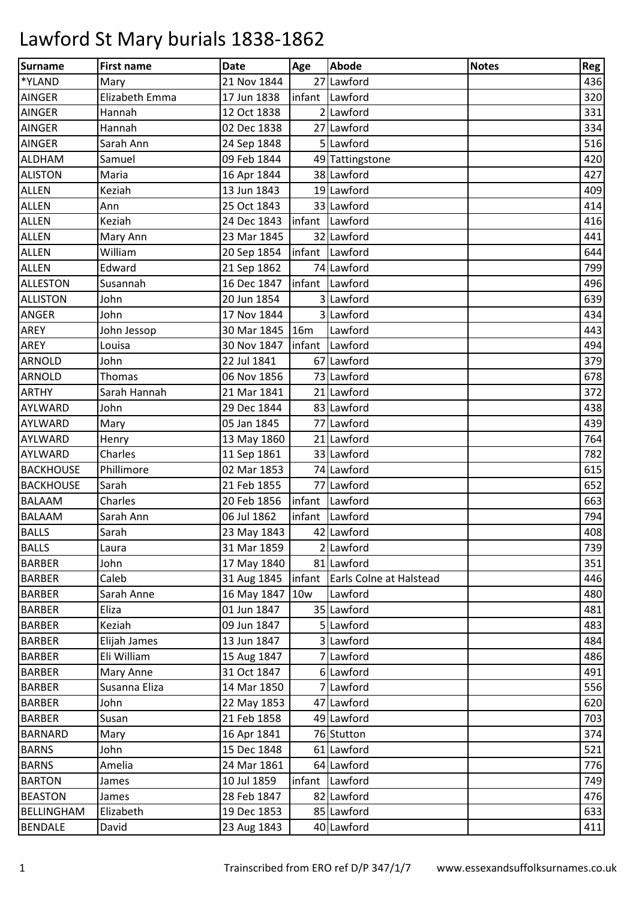# Lawford St Mary burials 1838-1862

| Surname | First name | Date | Age | Abode | Notes | Reg |
|---|---|---|---|---|---|---|
| *YLAND | Mary | 21 Nov 1844 | 27 | Lawford | | 436 |
| AINGER | Elizabeth Emma | 17 Jun 1838 | infant | Lawford | | 320 |
| AINGER | Hannah | 12 Oct 1838 | 2 | Lawford | | 331 |
| AINGER | Hannah | 02 Dec 1838 | 27 | Lawford | | 334 |
| AINGER | Sarah Ann | 24 Sep 1848 | 5 | Lawford | | 516 |
| ALDHAM | Samuel | 09 Feb 1844 | 49 | Tattingstone | | 420 |
| ALISTON | Maria | 16 Apr 1844 | 38 | Lawford | | 427 |
| ALLEN | Keziah | 13 Jun 1843 | 19 | Lawford | | 409 |
| ALLEN | Ann | 25 Oct 1843 | 33 | Lawford | | 414 |
| ALLEN | Keziah | 24 Dec 1843 | infant | Lawford | | 416 |
| ALLEN | Mary Ann | 23 Mar 1845 | 32 | Lawford | | 441 |
| ALLEN | William | 20 Sep 1854 | infant | Lawford | | 644 |
| ALLEN | Edward | 21 Sep 1862 | 74 | Lawford | | 799 |
| ALLESTON | Susannah | 16 Dec 1847 | infant | Lawford | | 496 |
| ALLISTON | John | 20 Jun 1854 | 3 | Lawford | | 639 |
| ANGER | John | 17 Nov 1844 | 3 | Lawford | | 434 |
| AREY | John Jessop | 30 Mar 1845 | 16m | Lawford | | 443 |
| AREY | Louisa | 30 Nov 1847 | infant | Lawford | | 494 |
| ARNOLD | John | 22 Jul 1841 | 67 | Lawford | | 379 |
| ARNOLD | Thomas | 06 Nov 1856 | 73 | Lawford | | 678 |
| ARTHY | Sarah Hannah | 21 Mar 1841 | 21 | Lawford | | 372 |
| AYLWARD | John | 29 Dec 1844 | 83 | Lawford | | 438 |
| AYLWARD | Mary | 05 Jan 1845 | 77 | Lawford | | 439 |
| AYLWARD | Henry | 13 May 1860 | 21 | Lawford | | 764 |
| AYLWARD | Charles | 11 Sep 1861 | 33 | Lawford | | 782 |
| BACKHOUSE | Phillimore | 02 Mar 1853 | 74 | Lawford | | 615 |
| BACKHOUSE | Sarah | 21 Feb 1855 | 77 | Lawford | | 652 |
| BALAAM | Charles | 20 Feb 1856 | infant | Lawford | | 663 |
| BALAAM | Sarah Ann | 06 Jul 1862 | infant | Lawford | | 794 |
| BALLS | Sarah | 23 May 1843 | 42 | Lawford | | 408 |
| BALLS | Laura | 31 Mar 1859 | 2 | Lawford | | 739 |
| BARBER | John | 17 May 1840 | 81 | Lawford | | 351 |
| BARBER | Caleb | 31 Aug 1845 | infant | Earls Colne at Halstead | | 446 |
| BARBER | Sarah Anne | 16 May 1847 | 10w | Lawford | | 480 |
| BARBER | Eliza | 01 Jun 1847 | 35 | Lawford | | 481 |
| BARBER | Keziah | 09 Jun 1847 | 5 | Lawford | | 483 |
| BARBER | Elijah James | 13 Jun 1847 | 3 | Lawford | | 484 |
| BARBER | Eli William | 15 Aug 1847 | 7 | Lawford | | 486 |
| BARBER | Mary Anne | 31 Oct 1847 | 6 | Lawford | | 491 |
| BARBER | Susanna Eliza | 14 Mar 1850 | 7 | Lawford | | 556 |
| BARBER | John | 22 May 1853 | 47 | Lawford | | 620 |
| BARBER | Susan | 21 Feb 1858 | 49 | Lawford | | 703 |
| BARNARD | Mary | 16 Apr 1841 | 76 | Stutton | | 374 |
| BARNS | John | 15 Dec 1848 | 61 | Lawford | | 521 |
| BARNS | Amelia | 24 Mar 1861 | 64 | Lawford | | 776 |
| BARTON | James | 10 Jul 1859 | infant | Lawford | | 749 |
| BEASTON | James | 28 Feb 1847 | 82 | Lawford | | 476 |
| BELLINGHAM | Elizabeth | 19 Dec 1853 | 85 | Lawford | | 633 |
| BENDALE | David | 23 Aug 1843 | 40 | Lawford | | 411 |

Trainscribed from ERO ref D/P 347/1/7 www.essexandsuffolksurnames.co.uk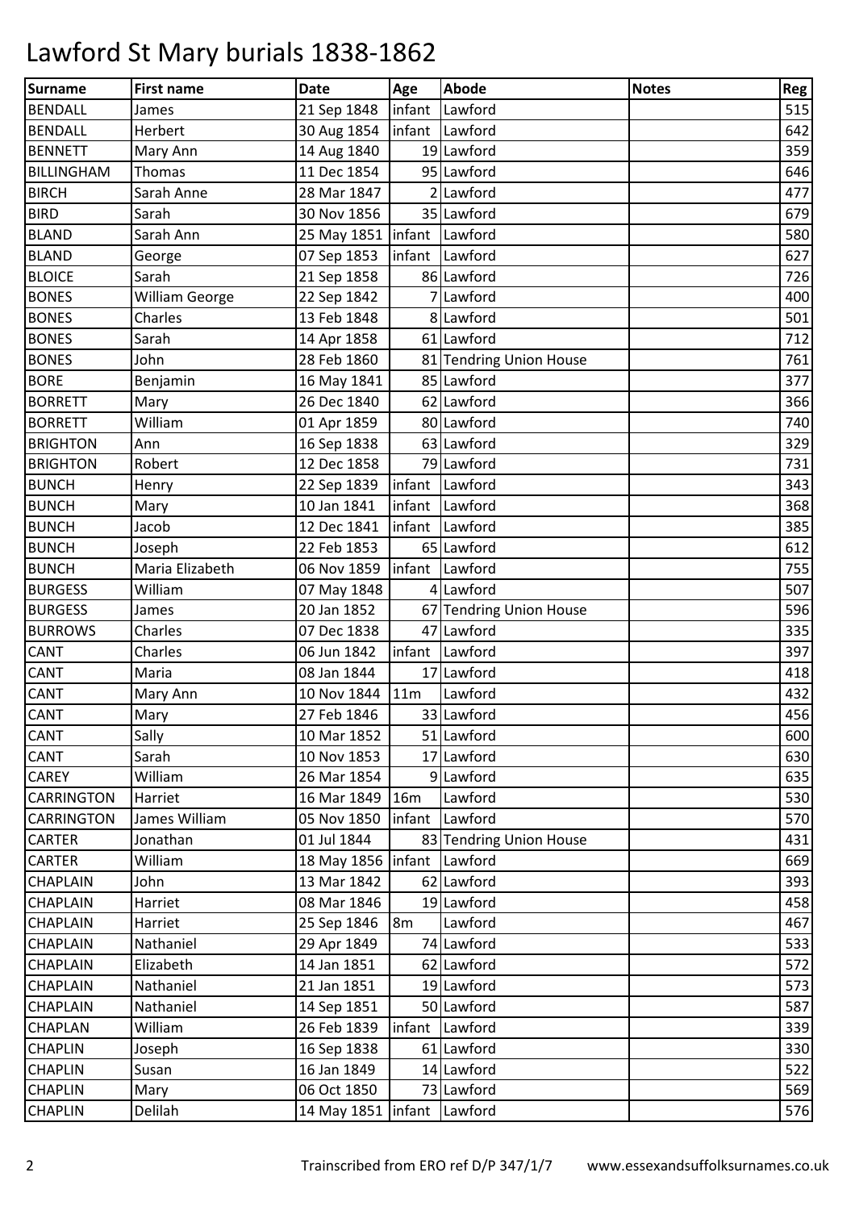# Lawford St Mary burials 1838-1862

| Surname | First name | Date | Age | Abode | Notes | Reg |
|---|---|---|---|---|---|---|
| BENDALL | James | 21 Sep 1848 | infant | Lawford | | 515 |
| BENDALL | Herbert | 30 Aug 1854 | infant | Lawford | | 642 |
| BENNETT | Mary Ann | 14 Aug 1840 | 19 | Lawford | | 359 |
| BILLINGHAM | Thomas | 11 Dec 1854 | 95 | Lawford | | 646 |
| BIRCH | Sarah Anne | 28 Mar 1847 | 2 | Lawford | | 477 |
| BIRD | Sarah | 30 Nov 1856 | 35 | Lawford | | 679 |
| BLAND | Sarah Ann | 25 May 1851 | infant | Lawford | | 580 |
| BLAND | George | 07 Sep 1853 | infant | Lawford | | 627 |
| BLOICE | Sarah | 21 Sep 1858 | 86 | Lawford | | 726 |
| BONES | William George | 22 Sep 1842 | 7 | Lawford | | 400 |
| BONES | Charles | 13 Feb 1848 | 8 | Lawford | | 501 |
| BONES | Sarah | 14 Apr 1858 | 61 | Lawford | | 712 |
| BONES | John | 28 Feb 1860 | 81 | Tendring Union House | | 761 |
| BORE | Benjamin | 16 May 1841 | 85 | Lawford | | 377 |
| BORRETT | Mary | 26 Dec 1840 | 62 | Lawford | | 366 |
| BORRETT | William | 01 Apr 1859 | 80 | Lawford | | 740 |
| BRIGHTON | Ann | 16 Sep 1838 | 63 | Lawford | | 329 |
| BRIGHTON | Robert | 12 Dec 1858 | 79 | Lawford | | 731 |
| BUNCH | Henry | 22 Sep 1839 | infant | Lawford | | 343 |
| BUNCH | Mary | 10 Jan 1841 | infant | Lawford | | 368 |
| BUNCH | Jacob | 12 Dec 1841 | infant | Lawford | | 385 |
| BUNCH | Joseph | 22 Feb 1853 | 65 | Lawford | | 612 |
| BUNCH | Maria Elizabeth | 06 Nov 1859 | infant | Lawford | | 755 |
| BURGESS | William | 07 May 1848 | 4 | Lawford | | 507 |
| BURGESS | James | 20 Jan 1852 | 67 | Tendring Union House | | 596 |
| BURROWS | Charles | 07 Dec 1838 | 47 | Lawford | | 335 |
| CANT | Charles | 06 Jun 1842 | infant | Lawford | | 397 |
| CANT | Maria | 08 Jan 1844 | 17 | Lawford | | 418 |
| CANT | Mary Ann | 10 Nov 1844 | 11m | Lawford | | 432 |
| CANT | Mary | 27 Feb 1846 | 33 | Lawford | | 456 |
| CANT | Sally | 10 Mar 1852 | 51 | Lawford | | 600 |
| CANT | Sarah | 10 Nov 1853 | 17 | Lawford | | 630 |
| CAREY | William | 26 Mar 1854 | 9 | Lawford | | 635 |
| CARRINGTON | Harriet | 16 Mar 1849 | 16m | Lawford | | 530 |
| CARRINGTON | James William | 05 Nov 1850 | infant | Lawford | | 570 |
| CARTER | Jonathan | 01 Jul 1844 | 83 | Tendring Union House | | 431 |
| CARTER | William | 18 May 1856 | infant | Lawford | | 669 |
| CHAPLAIN | John | 13 Mar 1842 | 62 | Lawford | | 393 |
| CHAPLAIN | Harriet | 08 Mar 1846 | 19 | Lawford | | 458 |
| CHAPLAIN | Harriet | 25 Sep 1846 | 8m | Lawford | | 467 |
| CHAPLAIN | Nathaniel | 29 Apr 1849 | 74 | Lawford | | 533 |
| CHAPLAIN | Elizabeth | 14 Jan 1851 | 62 | Lawford | | 572 |
| CHAPLAIN | Nathaniel | 21 Jan 1851 | 19 | Lawford | | 573 |
| CHAPLAIN | Nathaniel | 14 Sep 1851 | 50 | Lawford | | 587 |
| CHAPLAN | William | 26 Feb 1839 | infant | Lawford | | 339 |
| CHAPLIN | Joseph | 16 Sep 1838 | 61 | Lawford | | 330 |
| CHAPLIN | Susan | 16 Jan 1849 | 14 | Lawford | | 522 |
| CHAPLIN | Mary | 06 Oct 1850 | 73 | Lawford | | 569 |
| CHAPLIN | Delilah | 14 May 1851 | infant | Lawford | | 576 |

Trainscribed from ERO ref D/P 347/1/7 www.essexandsuffolksurnames.co.uk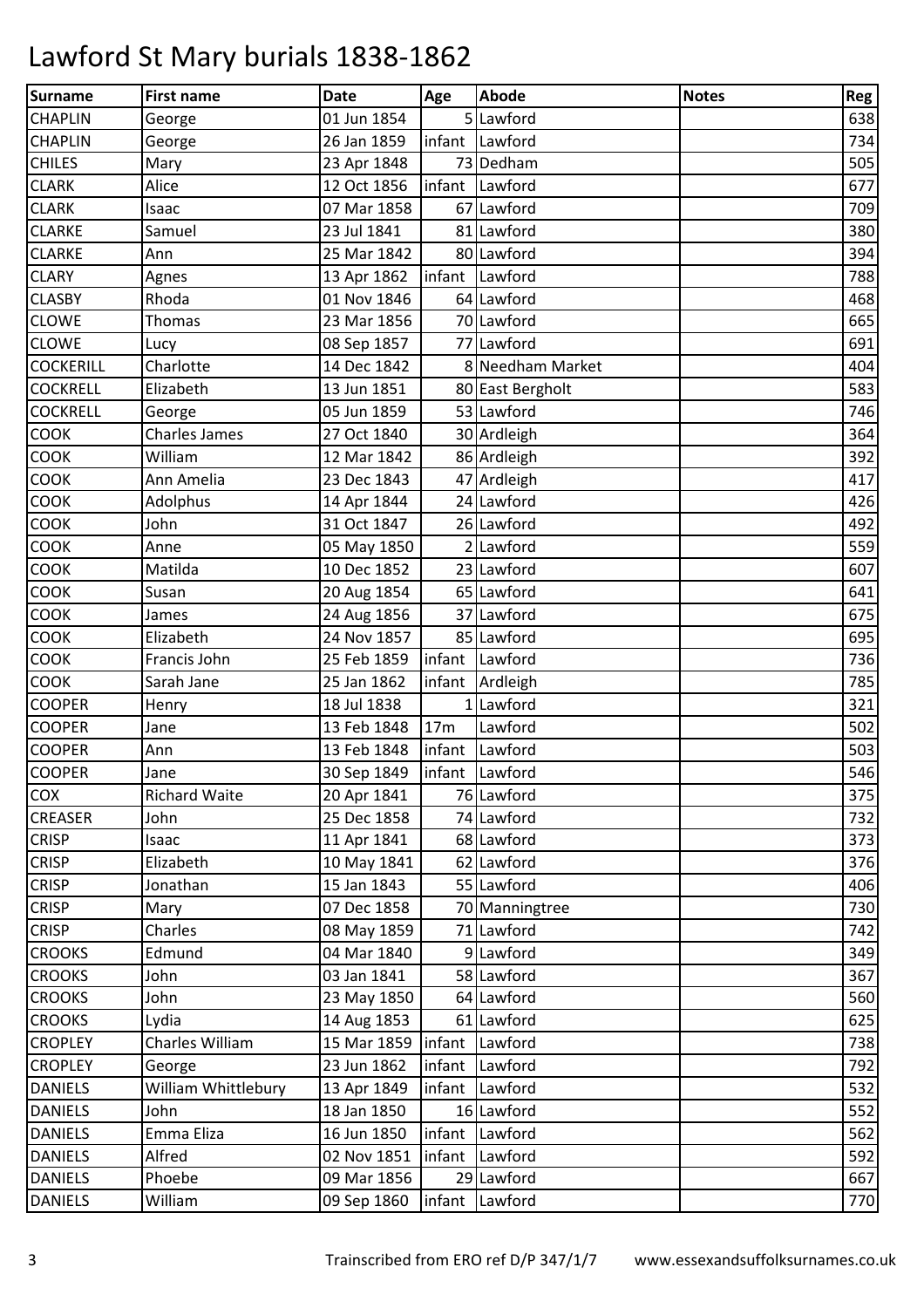# Lawford St Mary burials 1838-1862

| Surname | First name | Date | Age | Abode | Notes | Reg |
|---|---|---|---|---|---|---|
| CHAPLIN | George | 01 Jun 1854 | 5 | Lawford | | 638 |
| CHAPLIN | George | 26 Jan 1859 | infant | Lawford | | 734 |
| CHILES | Mary | 23 Apr 1848 | 73 | Dedham | | 505 |
| CLARK | Alice | 12 Oct 1856 | infant | Lawford | | 677 |
| CLARK | Isaac | 07 Mar 1858 | 67 | Lawford | | 709 |
| CLARKE | Samuel | 23 Jul 1841 | 81 | Lawford | | 380 |
| CLARKE | Ann | 25 Mar 1842 | 80 | Lawford | | 394 |
| CLARY | Agnes | 13 Apr 1862 | infant | Lawford | | 788 |
| CLASBY | Rhoda | 01 Nov 1846 | 64 | Lawford | | 468 |
| CLOWE | Thomas | 23 Mar 1856 | 70 | Lawford | | 665 |
| CLOWE | Lucy | 08 Sep 1857 | 77 | Lawford | | 691 |
| COCKERILL | Charlotte | 14 Dec 1842 | 8 | Needham Market | | 404 |
| COCKRELL | Elizabeth | 13 Jun 1851 | 80 | East Bergholt | | 583 |
| COCKRELL | George | 05 Jun 1859 | 53 | Lawford | | 746 |
| COOK | Charles James | 27 Oct 1840 | 30 | Ardleigh | | 364 |
| COOK | William | 12 Mar 1842 | 86 | Ardleigh | | 392 |
| COOK | Ann Amelia | 23 Dec 1843 | 47 | Ardleigh | | 417 |
| COOK | Adolphus | 14 Apr 1844 | 24 | Lawford | | 426 |
| COOK | John | 31 Oct 1847 | 26 | Lawford | | 492 |
| COOK | Anne | 05 May 1850 | 2 | Lawford | | 559 |
| COOK | Matilda | 10 Dec 1852 | 23 | Lawford | | 607 |
| COOK | Susan | 20 Aug 1854 | 65 | Lawford | | 641 |
| COOK | James | 24 Aug 1856 | 37 | Lawford | | 675 |
| COOK | Elizabeth | 24 Nov 1857 | 85 | Lawford | | 695 |
| COOK | Francis John | 25 Feb 1859 | infant | Lawford | | 736 |
| COOK | Sarah Jane | 25 Jan 1862 | infant | Ardleigh | | 785 |
| COOPER | Henry | 18 Jul 1838 | 1 | Lawford | | 321 |
| COOPER | Jane | 13 Feb 1848 | 17m | Lawford | | 502 |
| COOPER | Ann | 13 Feb 1848 | infant | Lawford | | 503 |
| COOPER | Jane | 30 Sep 1849 | infant | Lawford | | 546 |
| COX | Richard Waite | 20 Apr 1841 | 76 | Lawford | | 375 |
| CREASER | John | 25 Dec 1858 | 74 | Lawford | | 732 |
| CRISP | Isaac | 11 Apr 1841 | 68 | Lawford | | 373 |
| CRISP | Elizabeth | 10 May 1841 | 62 | Lawford | | 376 |
| CRISP | Jonathan | 15 Jan 1843 | 55 | Lawford | | 406 |
| CRISP | Mary | 07 Dec 1858 | 70 | Manningtree | | 730 |
| CRISP | Charles | 08 May 1859 | 71 | Lawford | | 742 |
| CROOKS | Edmund | 04 Mar 1840 | 9 | Lawford | | 349 |
| CROOKS | John | 03 Jan 1841 | 58 | Lawford | | 367 |
| CROOKS | John | 23 May 1850 | 64 | Lawford | | 560 |
| CROOKS | Lydia | 14 Aug 1853 | 61 | Lawford | | 625 |
| CROPLEY | Charles William | 15 Mar 1859 | infant | Lawford | | 738 |
| CROPLEY | George | 23 Jun 1862 | infant | Lawford | | 792 |
| DANIELS | William Whittlebury | 13 Apr 1849 | infant | Lawford | | 532 |
| DANIELS | John | 18 Jan 1850 | 16 | Lawford | | 552 |
| DANIELS | Emma Eliza | 16 Jun 1850 | infant | Lawford | | 562 |
| DANIELS | Alfred | 02 Nov 1851 | infant | Lawford | | 592 |
| DANIELS | Phoebe | 09 Mar 1856 | 29 | Lawford | | 667 |
| DANIELS | William | 09 Sep 1860 | infant | Lawford | | 770 |

Trainscribed from ERO ref D/P 347/1/7 www.essexandsuffolksurnames.co.uk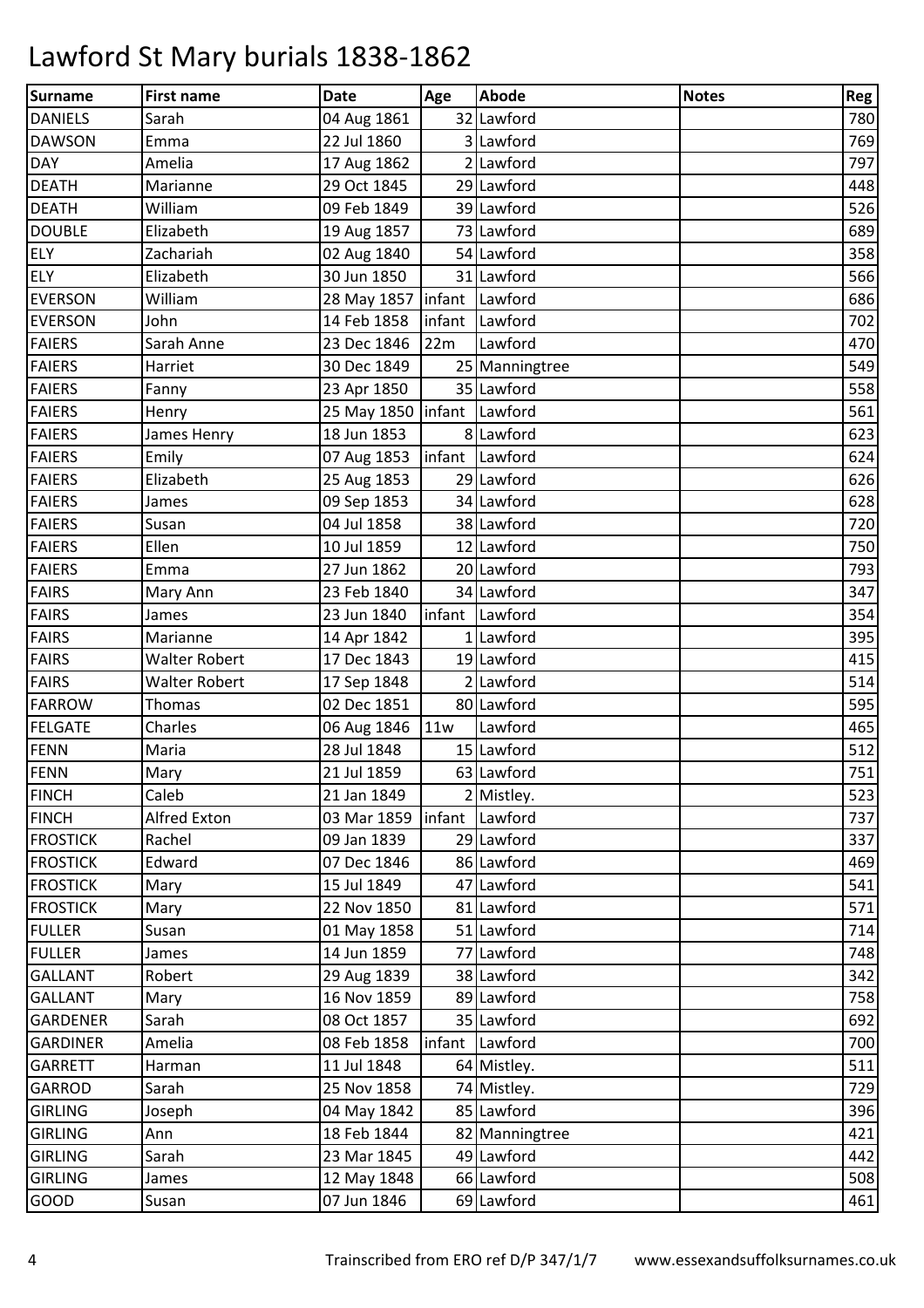# Lawford St Mary burials 1838-1862

| Surname | First name | Date | Age | Abode | Notes | Reg |
|---|---|---|---|---|---|---|
| DANIELS | Sarah | 04 Aug 1861 | 32 | Lawford | | 780 |
| DAWSON | Emma | 22 Jul 1860 | 3 | Lawford | | 769 |
| DAY | Amelia | 17 Aug 1862 | 2 | Lawford | | 797 |
| DEATH | Marianne | 29 Oct 1845 | 29 | Lawford | | 448 |
| DEATH | William | 09 Feb 1849 | 39 | Lawford | | 526 |
| DOUBLE | Elizabeth | 19 Aug 1857 | 73 | Lawford | | 689 |
| ELY | Zachariah | 02 Aug 1840 | 54 | Lawford | | 358 |
| ELY | Elizabeth | 30 Jun 1850 | 31 | Lawford | | 566 |
| EVERSON | William | 28 May 1857 | infant | Lawford | | 686 |
| EVERSON | John | 14 Feb 1858 | infant | Lawford | | 702 |
| FAIERS | Sarah Anne | 23 Dec 1846 | 22m | Lawford | | 470 |
| FAIERS | Harriet | 30 Dec 1849 | 25 | Manningtree | | 549 |
| FAIERS | Fanny | 23 Apr 1850 | 35 | Lawford | | 558 |
| FAIERS | Henry | 25 May 1850 | infant | Lawford | | 561 |
| FAIERS | James Henry | 18 Jun 1853 | 8 | Lawford | | 623 |
| FAIERS | Emily | 07 Aug 1853 | infant | Lawford | | 624 |
| FAIERS | Elizabeth | 25 Aug 1853 | 29 | Lawford | | 626 |
| FAIERS | James | 09 Sep 1853 | 34 | Lawford | | 628 |
| FAIERS | Susan | 04 Jul 1858 | 38 | Lawford | | 720 |
| FAIERS | Ellen | 10 Jul 1859 | 12 | Lawford | | 750 |
| FAIERS | Emma | 27 Jun 1862 | 20 | Lawford | | 793 |
| FAIRS | Mary Ann | 23 Feb 1840 | 34 | Lawford | | 347 |
| FAIRS | James | 23 Jun 1840 | infant | Lawford | | 354 |
| FAIRS | Marianne | 14 Apr 1842 | 1 | Lawford | | 395 |
| FAIRS | Walter Robert | 17 Dec 1843 | 19 | Lawford | | 415 |
| FAIRS | Walter Robert | 17 Sep 1848 | 2 | Lawford | | 514 |
| FARROW | Thomas | 02 Dec 1851 | 80 | Lawford | | 595 |
| FELGATE | Charles | 06 Aug 1846 | 11w | Lawford | | 465 |
| FENN | Maria | 28 Jul 1848 | 15 | Lawford | | 512 |
| FENN | Mary | 21 Jul 1859 | 63 | Lawford | | 751 |
| FINCH | Caleb | 21 Jan 1849 | 2 | Mistley. | | 523 |
| FINCH | Alfred Exton | 03 Mar 1859 | infant | Lawford | | 737 |
| FROSTICK | Rachel | 09 Jan 1839 | 29 | Lawford | | 337 |
| FROSTICK | Edward | 07 Dec 1846 | 86 | Lawford | | 469 |
| FROSTICK | Mary | 15 Jul 1849 | 47 | Lawford | | 541 |
| FROSTICK | Mary | 22 Nov 1850 | 81 | Lawford | | 571 |
| FULLER | Susan | 01 May 1858 | 51 | Lawford | | 714 |
| FULLER | James | 14 Jun 1859 | 77 | Lawford | | 748 |
| GALLANT | Robert | 29 Aug 1839 | 38 | Lawford | | 342 |
| GALLANT | Mary | 16 Nov 1859 | 89 | Lawford | | 758 |
| GARDENER | Sarah | 08 Oct 1857 | 35 | Lawford | | 692 |
| GARDINER | Amelia | 08 Feb 1858 | infant | Lawford | | 700 |
| GARRETT | Harman | 11 Jul 1848 | 64 | Mistley. | | 511 |
| GARROD | Sarah | 25 Nov 1858 | 74 | Mistley. | | 729 |
| GIRLING | Joseph | 04 May 1842 | 85 | Lawford | | 396 |
| GIRLING | Ann | 18 Feb 1844 | 82 | Manningtree | | 421 |
| GIRLING | Sarah | 23 Mar 1845 | 49 | Lawford | | 442 |
| GIRLING | James | 12 May 1848 | 66 | Lawford | | 508 |
| GOOD | Susan | 07 Jun 1846 | 69 | Lawford | | 461 |

Trainscribed from ERO ref D/P 347/1/7 www.essexandsuffolksurnames.co.uk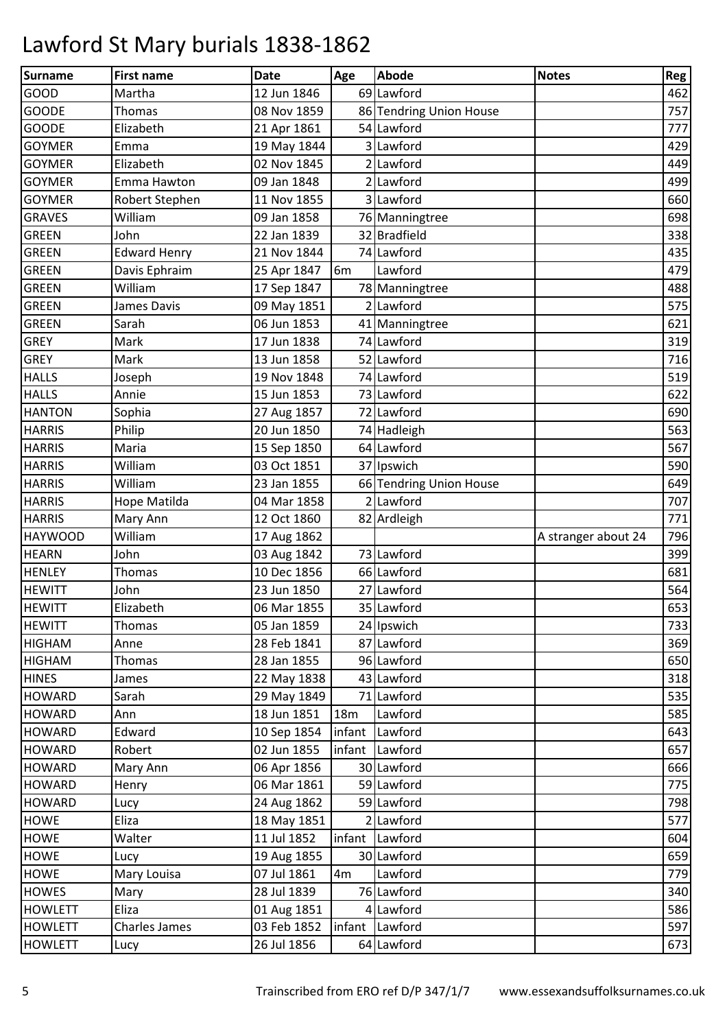# Lawford St Mary burials 1838-1862

| Surname | First name | Date | Age | Abode | Notes | Reg |
|---|---|---|---|---|---|---|
| GOOD | Martha | 12 Jun 1846 | 69 | Lawford | | 462 |
| GOODE | Thomas | 08 Nov 1859 | 86 | Tendring Union House | | 757 |
| GOODE | Elizabeth | 21 Apr 1861 | 54 | Lawford | | 777 |
| GOYMER | Emma | 19 May 1844 | 3 | Lawford | | 429 |
| GOYMER | Elizabeth | 02 Nov 1845 | 2 | Lawford | | 449 |
| GOYMER | Emma Hawton | 09 Jan 1848 | 2 | Lawford | | 499 |
| GOYMER | Robert Stephen | 11 Nov 1855 | 3 | Lawford | | 660 |
| GRAVES | William | 09 Jan 1858 | 76 | Manningtree | | 698 |
| GREEN | John | 22 Jan 1839 | 32 | Bradfield | | 338 |
| GREEN | Edward Henry | 21 Nov 1844 | 74 | Lawford | | 435 |
| GREEN | Davis Ephraim | 25 Apr 1847 | 6m | Lawford | | 479 |
| GREEN | William | 17 Sep 1847 | 78 | Manningtree | | 488 |
| GREEN | James Davis | 09 May 1851 | 2 | Lawford | | 575 |
| GREEN | Sarah | 06 Jun 1853 | 41 | Manningtree | | 621 |
| GREY | Mark | 17 Jun 1838 | 74 | Lawford | | 319 |
| GREY | Mark | 13 Jun 1858 | 52 | Lawford | | 716 |
| HALLS | Joseph | 19 Nov 1848 | 74 | Lawford | | 519 |
| HALLS | Annie | 15 Jun 1853 | 73 | Lawford | | 622 |
| HANTON | Sophia | 27 Aug 1857 | 72 | Lawford | | 690 |
| HARRIS | Philip | 20 Jun 1850 | 74 | Hadleigh | | 563 |
| HARRIS | Maria | 15 Sep 1850 | 64 | Lawford | | 567 |
| HARRIS | William | 03 Oct 1851 | 37 | Ipswich | | 590 |
| HARRIS | William | 23 Jan 1855 | 66 | Tendring Union House | | 649 |
| HARRIS | Hope Matilda | 04 Mar 1858 | 2 | Lawford | | 707 |
| HARRIS | Mary Ann | 12 Oct 1860 | 82 | Ardleigh | | 771 |
| HAYWOOD | William | 17 Aug 1862 | | | A stranger about 24 | 796 |
| HEARN | John | 03 Aug 1842 | 73 | Lawford | | 399 |
| HENLEY | Thomas | 10 Dec 1856 | 66 | Lawford | | 681 |
| HEWITT | John | 23 Jun 1850 | 27 | Lawford | | 564 |
| HEWITT | Elizabeth | 06 Mar 1855 | 35 | Lawford | | 653 |
| HEWITT | Thomas | 05 Jan 1859 | 24 | Ipswich | | 733 |
| HIGHAM | Anne | 28 Feb 1841 | 87 | Lawford | | 369 |
| HIGHAM | Thomas | 28 Jan 1855 | 96 | Lawford | | 650 |
| HINES | James | 22 May 1838 | 43 | Lawford | | 318 |
| HOWARD | Sarah | 29 May 1849 | 71 | Lawford | | 535 |
| HOWARD | Ann | 18 Jun 1851 | 18m | Lawford | | 585 |
| HOWARD | Edward | 10 Sep 1854 | infant | Lawford | | 643 |
| HOWARD | Robert | 02 Jun 1855 | infant | Lawford | | 657 |
| HOWARD | Mary Ann | 06 Apr 1856 | 30 | Lawford | | 666 |
| HOWARD | Henry | 06 Mar 1861 | 59 | Lawford | | 775 |
| HOWARD | Lucy | 24 Aug 1862 | 59 | Lawford | | 798 |
| HOWE | Eliza | 18 May 1851 | 2 | Lawford | | 577 |
| HOWE | Walter | 11 Jul 1852 | infant | Lawford | | 604 |
| HOWE | Lucy | 19 Aug 1855 | 30 | Lawford | | 659 |
| HOWE | Mary Louisa | 07 Jul 1861 | 4m | Lawford | | 779 |
| HOWES | Mary | 28 Jul 1839 | 76 | Lawford | | 340 |
| HOWLETT | Eliza | 01 Aug 1851 | 4 | Lawford | | 586 |
| HOWLETT | Charles James | 03 Feb 1852 | infant | Lawford | | 597 |
| HOWLETT | Lucy | 26 Jul 1856 | 64 | Lawford | | 673 |

Trainscribed from ERO ref D/P 347/1/7 www.essexandsuffolksurnames.co.uk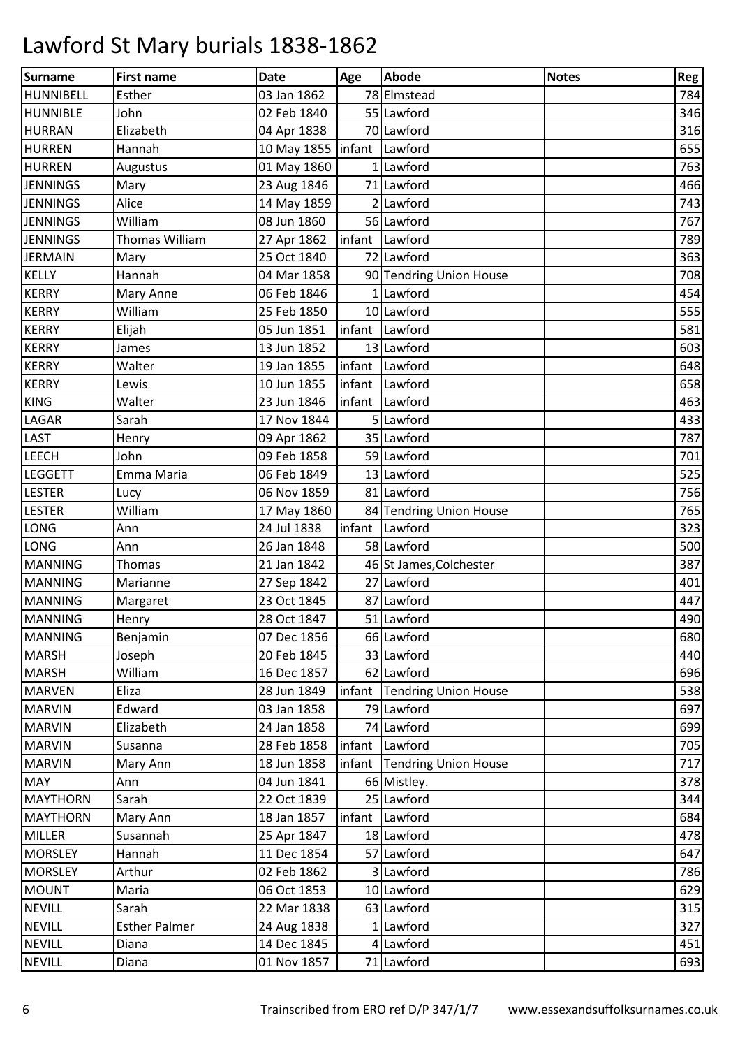# Lawford St Mary burials 1838-1862

| Surname | First name | Date | Age | Abode | Notes | Reg |
|---|---|---|---|---|---|---|
| HUNNIBELL | Esther | 03 Jan 1862 | 78 | Elmstead | | 784 |
| HUNNIBLE | John | 02 Feb 1840 | 55 | Lawford | | 346 |
| HURRAN | Elizabeth | 04 Apr 1838 | 70 | Lawford | | 316 |
| HURREN | Hannah | 10 May 1855 | infant | Lawford | | 655 |
| HURREN | Augustus | 01 May 1860 | 1 | Lawford | | 763 |
| JENNINGS | Mary | 23 Aug 1846 | 71 | Lawford | | 466 |
| JENNINGS | Alice | 14 May 1859 | 2 | Lawford | | 743 |
| JENNINGS | William | 08 Jun 1860 | 56 | Lawford | | 767 |
| JENNINGS | Thomas William | 27 Apr 1862 | infant | Lawford | | 789 |
| JERMAIN | Mary | 25 Oct 1840 | 72 | Lawford | | 363 |
| KELLY | Hannah | 04 Mar 1858 | 90 | Tendring Union House | | 708 |
| KERRY | Mary Anne | 06 Feb 1846 | 1 | Lawford | | 454 |
| KERRY | William | 25 Feb 1850 | 10 | Lawford | | 555 |
| KERRY | Elijah | 05 Jun 1851 | infant | Lawford | | 581 |
| KERRY | James | 13 Jun 1852 | 13 | Lawford | | 603 |
| KERRY | Walter | 19 Jan 1855 | infant | Lawford | | 648 |
| KERRY | Lewis | 10 Jun 1855 | infant | Lawford | | 658 |
| KING | Walter | 23 Jun 1846 | infant | Lawford | | 463 |
| LAGAR | Sarah | 17 Nov 1844 | 5 | Lawford | | 433 |
| LAST | Henry | 09 Apr 1862 | 35 | Lawford | | 787 |
| LEECH | John | 09 Feb 1858 | 59 | Lawford | | 701 |
| LEGGETT | Emma Maria | 06 Feb 1849 | 13 | Lawford | | 525 |
| LESTER | Lucy | 06 Nov 1859 | 81 | Lawford | | 756 |
| LESTER | William | 17 May 1860 | 84 | Tendring Union House | | 765 |
| LONG | Ann | 24 Jul 1838 | infant | Lawford | | 323 |
| LONG | Ann | 26 Jan 1848 | 58 | Lawford | | 500 |
| MANNING | Thomas | 21 Jan 1842 | 46 | St James,Colchester | | 387 |
| MANNING | Marianne | 27 Sep 1842 | 27 | Lawford | | 401 |
| MANNING | Margaret | 23 Oct 1845 | 87 | Lawford | | 447 |
| MANNING | Henry | 28 Oct 1847 | 51 | Lawford | | 490 |
| MANNING | Benjamin | 07 Dec 1856 | 66 | Lawford | | 680 |
| MARSH | Joseph | 20 Feb 1845 | 33 | Lawford | | 440 |
| MARSH | William | 16 Dec 1857 | 62 | Lawford | | 696 |
| MARVEN | Eliza | 28 Jun 1849 | infant | Tendring Union House | | 538 |
| MARVIN | Edward | 03 Jan 1858 | 79 | Lawford | | 697 |
| MARVIN | Elizabeth | 24 Jan 1858 | 74 | Lawford | | 699 |
| MARVIN | Susanna | 28 Feb 1858 | infant | Lawford | | 705 |
| MARVIN | Mary Ann | 18 Jun 1858 | infant | Tendring Union House | | 717 |
| MAY | Ann | 04 Jun 1841 | 66 | Mistley. | | 378 |
| MAYTHORN | Sarah | 22 Oct 1839 | 25 | Lawford | | 344 |
| MAYTHORN | Mary Ann | 18 Jan 1857 | infant | Lawford | | 684 |
| MILLER | Susannah | 25 Apr 1847 | 18 | Lawford | | 478 |
| MORSLEY | Hannah | 11 Dec 1854 | 57 | Lawford | | 647 |
| MORSLEY | Arthur | 02 Feb 1862 | 3 | Lawford | | 786 |
| MOUNT | Maria | 06 Oct 1853 | 10 | Lawford | | 629 |
| NEVILL | Sarah | 22 Mar 1838 | 63 | Lawford | | 315 |
| NEVILL | Esther Palmer | 24 Aug 1838 | 1 | Lawford | | 327 |
| NEVILL | Diana | 14 Dec 1845 | 4 | Lawford | | 451 |
| NEVILL | Diana | 01 Nov 1857 | 71 | Lawford | | 693 |

Trainscribed from ERO ref D/P 347/1/7 www.essexandsuffolksurnames.co.uk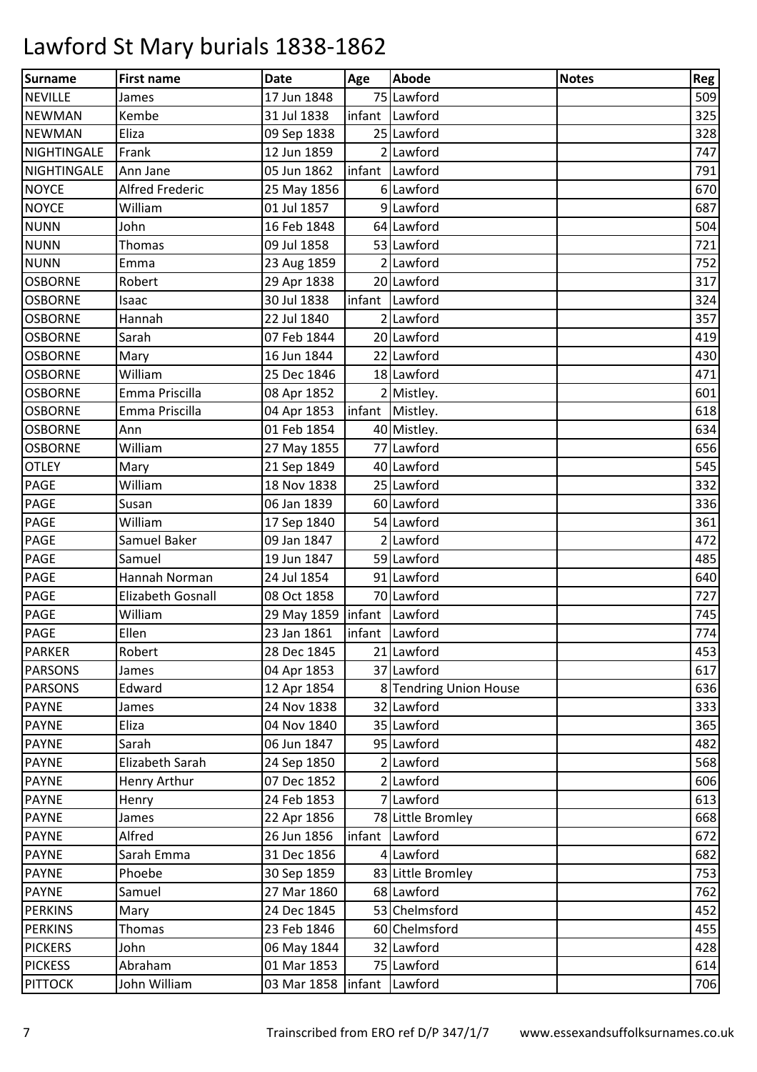# Lawford St Mary burials 1838-1862

| Surname | First name | Date | Age | Abode | Notes | Reg |
|---|---|---|---|---|---|---|
| NEVILLE | James | 17 Jun 1848 | 75 | Lawford | | 509 |
| NEWMAN | Kembe | 31 Jul 1838 | infant | Lawford | | 325 |
| NEWMAN | Eliza | 09 Sep 1838 | 25 | Lawford | | 328 |
| NIGHTINGALE | Frank | 12 Jun 1859 | 2 | Lawford | | 747 |
| NIGHTINGALE | Ann Jane | 05 Jun 1862 | infant | Lawford | | 791 |
| NOYCE | Alfred Frederic | 25 May 1856 | 6 | Lawford | | 670 |
| NOYCE | William | 01 Jul 1857 | 9 | Lawford | | 687 |
| NUNN | John | 16 Feb 1848 | 64 | Lawford | | 504 |
| NUNN | Thomas | 09 Jul 1858 | 53 | Lawford | | 721 |
| NUNN | Emma | 23 Aug 1859 | 2 | Lawford | | 752 |
| OSBORNE | Robert | 29 Apr 1838 | 20 | Lawford | | 317 |
| OSBORNE | Isaac | 30 Jul 1838 | infant | Lawford | | 324 |
| OSBORNE | Hannah | 22 Jul 1840 | 2 | Lawford | | 357 |
| OSBORNE | Sarah | 07 Feb 1844 | 20 | Lawford | | 419 |
| OSBORNE | Mary | 16 Jun 1844 | 22 | Lawford | | 430 |
| OSBORNE | William | 25 Dec 1846 | 18 | Lawford | | 471 |
| OSBORNE | Emma Priscilla | 08 Apr 1852 | 2 | Mistley. | | 601 |
| OSBORNE | Emma Priscilla | 04 Apr 1853 | infant | Mistley. | | 618 |
| OSBORNE | Ann | 01 Feb 1854 | 40 | Mistley. | | 634 |
| OSBORNE | William | 27 May 1855 | 77 | Lawford | | 656 |
| OTLEY | Mary | 21 Sep 1849 | 40 | Lawford | | 545 |
| PAGE | William | 18 Nov 1838 | 25 | Lawford | | 332 |
| PAGE | Susan | 06 Jan 1839 | 60 | Lawford | | 336 |
| PAGE | William | 17 Sep 1840 | 54 | Lawford | | 361 |
| PAGE | Samuel Baker | 09 Jan 1847 | 2 | Lawford | | 472 |
| PAGE | Samuel | 19 Jun 1847 | 59 | Lawford | | 485 |
| PAGE | Hannah Norman | 24 Jul 1854 | 91 | Lawford | | 640 |
| PAGE | Elizabeth Gosnall | 08 Oct 1858 | 70 | Lawford | | 727 |
| PAGE | William | 29 May 1859 | infant | Lawford | | 745 |
| PAGE | Ellen | 23 Jan 1861 | infant | Lawford | | 774 |
| PARKER | Robert | 28 Dec 1845 | 21 | Lawford | | 453 |
| PARSONS | James | 04 Apr 1853 | 37 | Lawford | | 617 |
| PARSONS | Edward | 12 Apr 1854 | 8 | Tendring Union House | | 636 |
| PAYNE | James | 24 Nov 1838 | 32 | Lawford | | 333 |
| PAYNE | Eliza | 04 Nov 1840 | 35 | Lawford | | 365 |
| PAYNE | Sarah | 06 Jun 1847 | 95 | Lawford | | 482 |
| PAYNE | Elizabeth Sarah | 24 Sep 1850 | 2 | Lawford | | 568 |
| PAYNE | Henry Arthur | 07 Dec 1852 | 2 | Lawford | | 606 |
| PAYNE | Henry | 24 Feb 1853 | 7 | Lawford | | 613 |
| PAYNE | James | 22 Apr 1856 | 78 | Little Bromley | | 668 |
| PAYNE | Alfred | 26 Jun 1856 | infant | Lawford | | 672 |
| PAYNE | Sarah Emma | 31 Dec 1856 | 4 | Lawford | | 682 |
| PAYNE | Phoebe | 30 Sep 1859 | 83 | Little Bromley | | 753 |
| PAYNE | Samuel | 27 Mar 1860 | 68 | Lawford | | 762 |
| PERKINS | Mary | 24 Dec 1845 | 53 | Chelmsford | | 452 |
| PERKINS | Thomas | 23 Feb 1846 | 60 | Chelmsford | | 455 |
| PICKERS | John | 06 May 1844 | 32 | Lawford | | 428 |
| PICKESS | Abraham | 01 Mar 1853 | 75 | Lawford | | 614 |
| PITTOCK | John William | 03 Mar 1858 | infant | Lawford | | 706 |

Trainscribed from ERO ref D/P 347/1/7 www.essexandsuffolksurnames.co.uk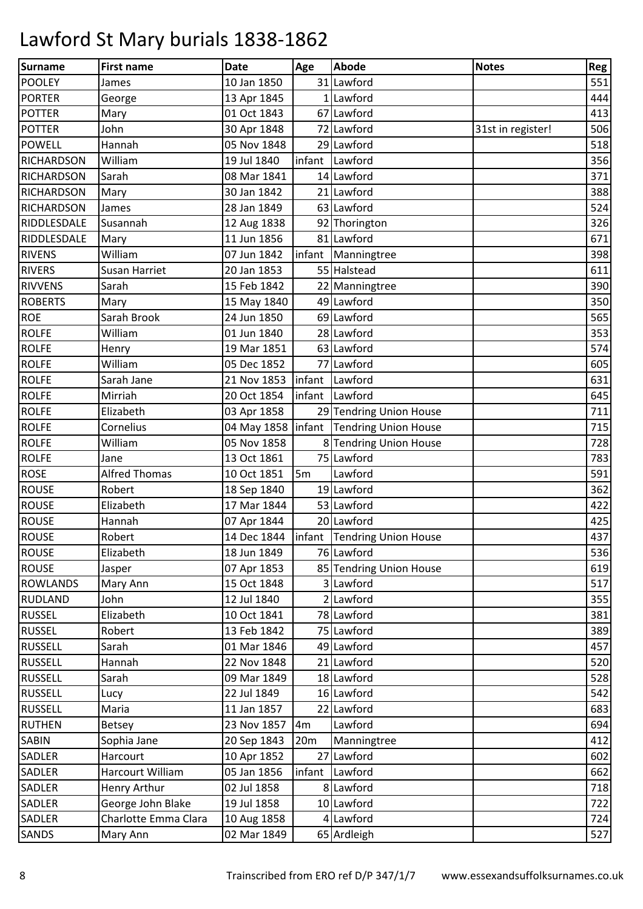# Lawford St Mary burials 1838-1862

| Surname | First name | Date | Age | Abode | Notes | Reg |
|---|---|---|---|---|---|---|
| POOLEY | James | 10 Jan 1850 | 31 | Lawford | | 551 |
| PORTER | George | 13 Apr 1845 | 1 | Lawford | | 444 |
| POTTER | Mary | 01 Oct 1843 | 67 | Lawford | | 413 |
| POTTER | John | 30 Apr 1848 | 72 | Lawford | 31st in register! | 506 |
| POWELL | Hannah | 05 Nov 1848 | 29 | Lawford | | 518 |
| RICHARDSON | William | 19 Jul 1840 | infant | Lawford | | 356 |
| RICHARDSON | Sarah | 08 Mar 1841 | 14 | Lawford | | 371 |
| RICHARDSON | Mary | 30 Jan 1842 | 21 | Lawford | | 388 |
| RICHARDSON | James | 28 Jan 1849 | 63 | Lawford | | 524 |
| RIDDLESDALE | Susannah | 12 Aug 1838 | 92 | Thorington | | 326 |
| RIDDLESDALE | Mary | 11 Jun 1856 | 81 | Lawford | | 671 |
| RIVENS | William | 07 Jun 1842 | infant | Manningtree | | 398 |
| RIVERS | Susan Harriet | 20 Jan 1853 | 55 | Halstead | | 611 |
| RIVVENS | Sarah | 15 Feb 1842 | 22 | Manningtree | | 390 |
| ROBERTS | Mary | 15 May 1840 | 49 | Lawford | | 350 |
| ROE | Sarah Brook | 24 Jun 1850 | 69 | Lawford | | 565 |
| ROLFE | William | 01 Jun 1840 | 28 | Lawford | | 353 |
| ROLFE | Henry | 19 Mar 1851 | 63 | Lawford | | 574 |
| ROLFE | William | 05 Dec 1852 | 77 | Lawford | | 605 |
| ROLFE | Sarah Jane | 21 Nov 1853 | infant | Lawford | | 631 |
| ROLFE | Mirriah | 20 Oct 1854 | infant | Lawford | | 645 |
| ROLFE | Elizabeth | 03 Apr 1858 | 29 | Tendring Union House | | 711 |
| ROLFE | Cornelius | 04 May 1858 | infant | Tendring Union House | | 715 |
| ROLFE | William | 05 Nov 1858 | 8 | Tendring Union House | | 728 |
| ROLFE | Jane | 13 Oct 1861 | 75 | Lawford | | 783 |
| ROSE | Alfred Thomas | 10 Oct 1851 | 5m | Lawford | | 591 |
| ROUSE | Robert | 18 Sep 1840 | 19 | Lawford | | 362 |
| ROUSE | Elizabeth | 17 Mar 1844 | 53 | Lawford | | 422 |
| ROUSE | Hannah | 07 Apr 1844 | 20 | Lawford | | 425 |
| ROUSE | Robert | 14 Dec 1844 | infant | Tendring Union House | | 437 |
| ROUSE | Elizabeth | 18 Jun 1849 | 76 | Lawford | | 536 |
| ROUSE | Jasper | 07 Apr 1853 | 85 | Tendring Union House | | 619 |
| ROWLANDS | Mary Ann | 15 Oct 1848 | 3 | Lawford | | 517 |
| RUDLAND | John | 12 Jul 1840 | 2 | Lawford | | 355 |
| RUSSEL | Elizabeth | 10 Oct 1841 | 78 | Lawford | | 381 |
| RUSSEL | Robert | 13 Feb 1842 | 75 | Lawford | | 389 |
| RUSSELL | Sarah | 01 Mar 1846 | 49 | Lawford | | 457 |
| RUSSELL | Hannah | 22 Nov 1848 | 21 | Lawford | | 520 |
| RUSSELL | Sarah | 09 Mar 1849 | 18 | Lawford | | 528 |
| RUSSELL | Lucy | 22 Jul 1849 | 16 | Lawford | | 542 |
| RUSSELL | Maria | 11 Jan 1857 | 22 | Lawford | | 683 |
| RUTHEN | Betsey | 23 Nov 1857 | 4m | Lawford | | 694 |
| SABIN | Sophia Jane | 20 Sep 1843 | 20m | Manningtree | | 412 |
| SADLER | Harcourt | 10 Apr 1852 | 27 | Lawford | | 602 |
| SADLER | Harcourt William | 05 Jan 1856 | infant | Lawford | | 662 |
| SADLER | Henry Arthur | 02 Jul 1858 | 8 | Lawford | | 718 |
| SADLER | George John Blake | 19 Jul 1858 | 10 | Lawford | | 722 |
| SADLER | Charlotte Emma Clara | 10 Aug 1858 | 4 | Lawford | | 724 |
| SANDS | Mary Ann | 02 Mar 1849 | 65 | Ardleigh | | 527 |

Trainscribed from ERO ref D/P 347/1/7 www.essexandsuffolksurnames.co.uk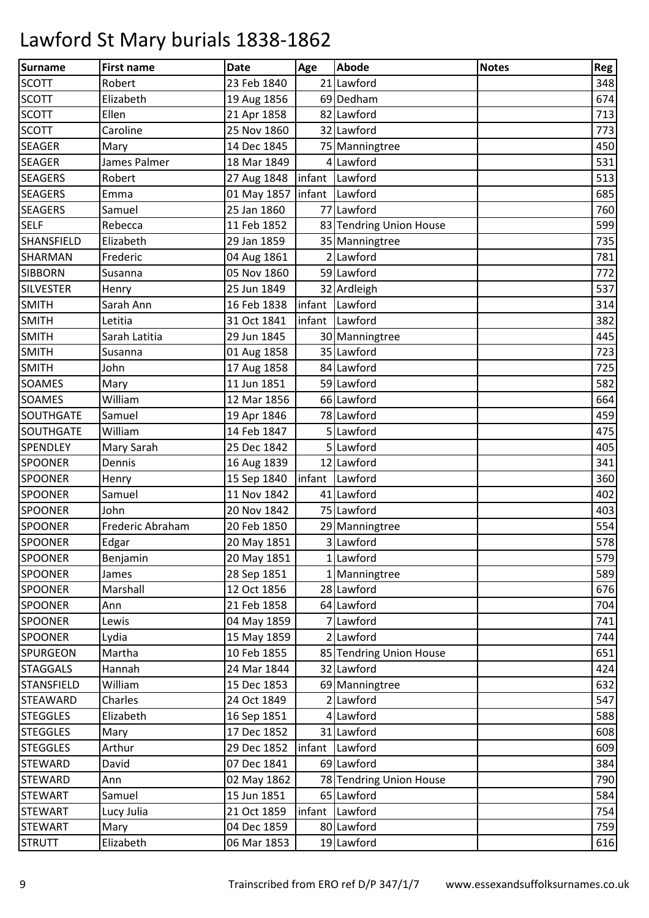# Lawford St Mary burials 1838-1862

| Surname | First name | Date | Age | Abode | Notes | Reg |
|---|---|---|---|---|---|---|
| SCOTT | Robert | 23 Feb 1840 | 21 | Lawford | | 348 |
| SCOTT | Elizabeth | 19 Aug 1856 | 69 | Dedham | | 674 |
| SCOTT | Ellen | 21 Apr 1858 | 82 | Lawford | | 713 |
| SCOTT | Caroline | 25 Nov 1860 | 32 | Lawford | | 773 |
| SEAGER | Mary | 14 Dec 1845 | 75 | Manningtree | | 450 |
| SEAGER | James Palmer | 18 Mar 1849 | 4 | Lawford | | 531 |
| SEAGERS | Robert | 27 Aug 1848 | infant | Lawford | | 513 |
| SEAGERS | Emma | 01 May 1857 | infant | Lawford | | 685 |
| SEAGERS | Samuel | 25 Jan 1860 | 77 | Lawford | | 760 |
| SELF | Rebecca | 11 Feb 1852 | 83 | Tendring Union House | | 599 |
| SHANSFIELD | Elizabeth | 29 Jan 1859 | 35 | Manningtree | | 735 |
| SHARMAN | Frederic | 04 Aug 1861 | 2 | Lawford | | 781 |
| SIBBORN | Susanna | 05 Nov 1860 | 59 | Lawford | | 772 |
| SILVESTER | Henry | 25 Jun 1849 | 32 | Ardleigh | | 537 |
| SMITH | Sarah Ann | 16 Feb 1838 | infant | Lawford | | 314 |
| SMITH | Letitia | 31 Oct 1841 | infant | Lawford | | 382 |
| SMITH | Sarah Latitia | 29 Jun 1845 | 30 | Manningtree | | 445 |
| SMITH | Susanna | 01 Aug 1858 | 35 | Lawford | | 723 |
| SMITH | John | 17 Aug 1858 | 84 | Lawford | | 725 |
| SOAMES | Mary | 11 Jun 1851 | 59 | Lawford | | 582 |
| SOAMES | William | 12 Mar 1856 | 66 | Lawford | | 664 |
| SOUTHGATE | Samuel | 19 Apr 1846 | 78 | Lawford | | 459 |
| SOUTHGATE | William | 14 Feb 1847 | 5 | Lawford | | 475 |
| SPENDLEY | Mary Sarah | 25 Dec 1842 | 5 | Lawford | | 405 |
| SPOONER | Dennis | 16 Aug 1839 | 12 | Lawford | | 341 |
| SPOONER | Henry | 15 Sep 1840 | infant | Lawford | | 360 |
| SPOONER | Samuel | 11 Nov 1842 | 41 | Lawford | | 402 |
| SPOONER | John | 20 Nov 1842 | 75 | Lawford | | 403 |
| SPOONER | Frederic Abraham | 20 Feb 1850 | 29 | Manningtree | | 554 |
| SPOONER | Edgar | 20 May 1851 | 3 | Lawford | | 578 |
| SPOONER | Benjamin | 20 May 1851 | 1 | Lawford | | 579 |
| SPOONER | James | 28 Sep 1851 | 1 | Manningtree | | 589 |
| SPOONER | Marshall | 12 Oct 1856 | 28 | Lawford | | 676 |
| SPOONER | Ann | 21 Feb 1858 | 64 | Lawford | | 704 |
| SPOONER | Lewis | 04 May 1859 | 7 | Lawford | | 741 |
| SPOONER | Lydia | 15 May 1859 | 2 | Lawford | | 744 |
| SPURGEON | Martha | 10 Feb 1855 | 85 | Tendring Union House | | 651 |
| STAGGALS | Hannah | 24 Mar 1844 | 32 | Lawford | | 424 |
| STANSFIELD | William | 15 Dec 1853 | 69 | Manningtree | | 632 |
| STEAWARD | Charles | 24 Oct 1849 | 2 | Lawford | | 547 |
| STEGGLES | Elizabeth | 16 Sep 1851 | 4 | Lawford | | 588 |
| STEGGLES | Mary | 17 Dec 1852 | 31 | Lawford | | 608 |
| STEGGLES | Arthur | 29 Dec 1852 | infant | Lawford | | 609 |
| STEWARD | David | 07 Dec 1841 | 69 | Lawford | | 384 |
| STEWARD | Ann | 02 May 1862 | 78 | Tendring Union House | | 790 |
| STEWART | Samuel | 15 Jun 1851 | 65 | Lawford | | 584 |
| STEWART | Lucy Julia | 21 Oct 1859 | infant | Lawford | | 754 |
| STEWART | Mary | 04 Dec 1859 | 80 | Lawford | | 759 |
| STRUTT | Elizabeth | 06 Mar 1853 | 19 | Lawford | | 616 |

Trainscribed from ERO ref D/P 347/1/7 www.essexandsuffolksurnames.co.uk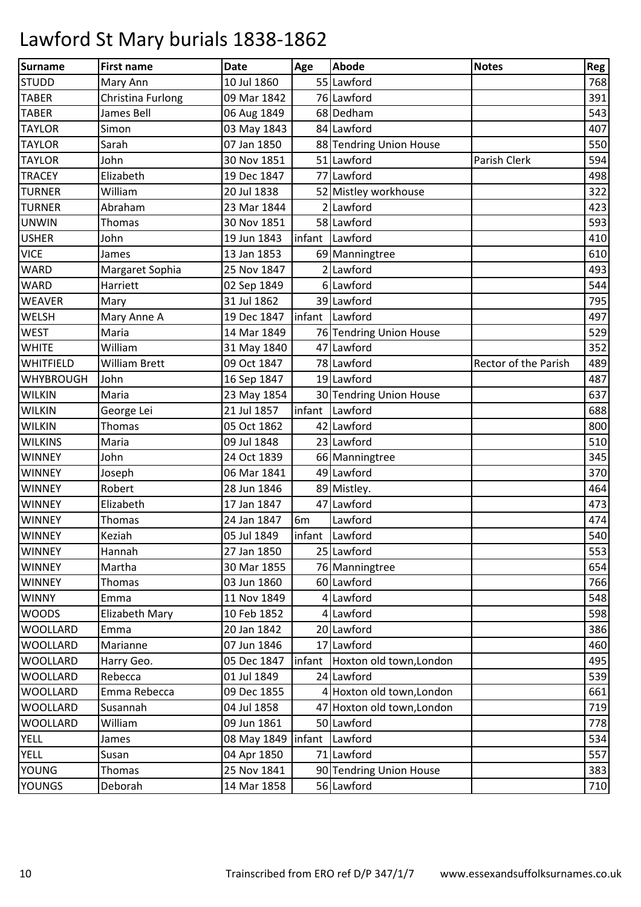# Lawford St Mary burials 1838-1862

| Surname | First name | Date | Age | Abode | Notes | Reg |
|---|---|---|---|---|---|---|
| STUDD | Mary Ann | 10 Jul 1860 | 55 | Lawford | | 768 |
| TABER | Christina Furlong | 09 Mar 1842 | 76 | Lawford | | 391 |
| TABER | James Bell | 06 Aug 1849 | 68 | Dedham | | 543 |
| TAYLOR | Simon | 03 May 1843 | 84 | Lawford | | 407 |
| TAYLOR | Sarah | 07 Jan 1850 | 88 | Tendring Union House | | 550 |
| TAYLOR | John | 30 Nov 1851 | 51 | Lawford | Parish Clerk | 594 |
| TRACEY | Elizabeth | 19 Dec 1847 | 77 | Lawford | | 498 |
| TURNER | William | 20 Jul 1838 | 52 | Mistley workhouse | | 322 |
| TURNER | Abraham | 23 Mar 1844 | 2 | Lawford | | 423 |
| UNWIN | Thomas | 30 Nov 1851 | 58 | Lawford | | 593 |
| USHER | John | 19 Jun 1843 | infant | Lawford | | 410 |
| VICE | James | 13 Jan 1853 | 69 | Manningtree | | 610 |
| WARD | Margaret Sophia | 25 Nov 1847 | 2 | Lawford | | 493 |
| WARD | Harriett | 02 Sep 1849 | 6 | Lawford | | 544 |
| WEAVER | Mary | 31 Jul 1862 | 39 | Lawford | | 795 |
| WELSH | Mary Anne A | 19 Dec 1847 | infant | Lawford | | 497 |
| WEST | Maria | 14 Mar 1849 | 76 | Tendring Union House | | 529 |
| WHITE | William | 31 May 1840 | 47 | Lawford | | 352 |
| WHITFIELD | William Brett | 09 Oct 1847 | 78 | Lawford | Rector of the Parish | 489 |
| WHYBROUGH | John | 16 Sep 1847 | 19 | Lawford | | 487 |
| WILKIN | Maria | 23 May 1854 | 30 | Tendring Union House | | 637 |
| WILKIN | George Lei | 21 Jul 1857 | infant | Lawford | | 688 |
| WILKIN | Thomas | 05 Oct 1862 | 42 | Lawford | | 800 |
| WILKINS | Maria | 09 Jul 1848 | 23 | Lawford | | 510 |
| WINNEY | John | 24 Oct 1839 | 66 | Manningtree | | 345 |
| WINNEY | Joseph | 06 Mar 1841 | 49 | Lawford | | 370 |
| WINNEY | Robert | 28 Jun 1846 | 89 | Mistley. | | 464 |
| WINNEY | Elizabeth | 17 Jan 1847 | 47 | Lawford | | 473 |
| WINNEY | Thomas | 24 Jan 1847 | 6m | Lawford | | 474 |
| WINNEY | Keziah | 05 Jul 1849 | infant | Lawford | | 540 |
| WINNEY | Hannah | 27 Jan 1850 | 25 | Lawford | | 553 |
| WINNEY | Martha | 30 Mar 1855 | 76 | Manningtree | | 654 |
| WINNEY | Thomas | 03 Jun 1860 | 60 | Lawford | | 766 |
| WINNY | Emma | 11 Nov 1849 | 4 | Lawford | | 548 |
| WOODS | Elizabeth Mary | 10 Feb 1852 | 4 | Lawford | | 598 |
| WOOLLARD | Emma | 20 Jan 1842 | 20 | Lawford | | 386 |
| WOOLLARD | Marianne | 07 Jun 1846 | 17 | Lawford | | 460 |
| WOOLLARD | Harry Geo. | 05 Dec 1847 | infant | Hoxton old town,London | | 495 |
| WOOLLARD | Rebecca | 01 Jul 1849 | 24 | Lawford | | 539 |
| WOOLLARD | Emma Rebecca | 09 Dec 1855 | 4 | Hoxton old town,London | | 661 |
| WOOLLARD | Susannah | 04 Jul 1858 | 47 | Hoxton old town,London | | 719 |
| WOOLLARD | William | 09 Jun 1861 | 50 | Lawford | | 778 |
| YELL | James | 08 May 1849 | infant | Lawford | | 534 |
| YELL | Susan | 04 Apr 1850 | 71 | Lawford | | 557 |
| YOUNG | Thomas | 25 Nov 1841 | 90 | Tendring Union House | | 383 |
| YOUNGS | Deborah | 14 Mar 1858 | 56 | Lawford | | 710 |

Trainscribed from ERO ref D/P 347/1/7 www.essexandsuffolksurnames.co.uk